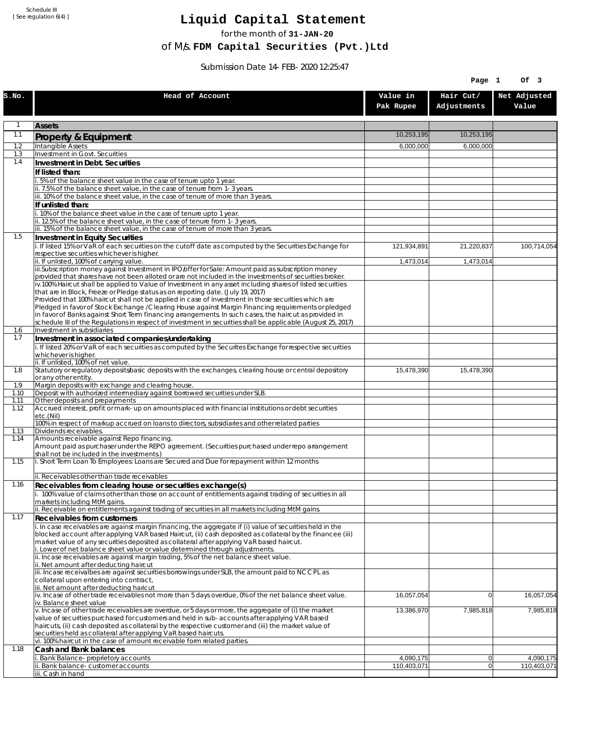Schedule III
[ See regulation 6(4) ]

# Liquid Capital Statement

for the month of **31-JAN-20**

of M/s. **FDM Capital Securities (Pvt.)Ltd**

Submission Date 14-FEB-2020 12:25:47

| S.No. | Head of Account | Value in Pak Rupee | Hair Cut/ Adjustments | Net Adjusted Value |
|---|---|---|---|---|
| 1 | **Assets** | | | |
| 1.1 | **Property & Equipment** | 10,253,195 | 10,253,195 | |
| 1.2 | Intangible Assets | 6,000,000 | 6,000,000 | |
| 1.3 | Investment in Govt. Securities | | | |
| 1.4 | **Investment in Debt. Securities** | | | |
| | **If listed than:** | | | |
| | i. 5% of the balance sheet value in the case of tenure upto 1 year. | | | |
| | ii. 7.5% of the balance sheet value, in the case of tenure from 1-3 years. | | | |
| | iii. 10% of the balance sheet value, in the case of tenure of more than 3 years. | | | |
| | **If unlisted than:** | | | |
| | i. 10% of the balance sheet value in the case of tenure upto 1 year. | | | |
| | ii. 12.5% of the balance sheet value, in the case of tenure from 1-3 years. | | | |
| | iii. 15% of the balance sheet value, in the case of tenure of more than 3 years. | | | |
| 1.5 | **Investment in Equity Securities** | | | |
| | i. If listed 15% or VaR of each securities on the cutoff date as computed by the Securities Exchange for respective securities whichever is higher. | 121,934,891 | 21,220,837 | 100,714,054 |
| | ii. If unlisted, 100% of carrying value. | 1,473,014 | 1,473,014 | |
| | iii.Subscription money against Investment in IPO/offer for Sale: Amount paid as subscription money provided that shares have not been alloted or are not included in the investments of securities broker. | | | |
| | iv.100% Haircut shall be applied to Value of Investment in any asset including shares of listed securities that are in Block, Freeze or Pledge status as on reporting date. (July 19, 2017) Provided that 100% haircut shall not be applied in case of investment in those securities which are Pledged in favor of Stock Exchange / Clearing House against Margin Financing requirements or pledged in favor of Banks against Short Term financing arrangements. In such cases, the haircut as provided in schedule III of the Regulations in respect of investment in securities shall be applicable (August 25, 2017) | | | |
| 1.6 | Investment in subsidiaries | | | |
| 1.7 | **Investment in associated companies/undertaking** | | | |
| | i. If listed 20% or VaR of each securities as computed by the Securites Exchange for respective securities whichever is higher. | | | |
| | ii. If unlisted, 100% of net value. | | | |
| 1.8 | Statutory or regulatory deposits/basic deposits with the exchanges, clearing house or central depository or any other entity. | 15,478,390 | 15,478,390 | |
| 1.9 | Margin deposits with exchange and clearing house. | | | |
| 1.10 | Deposit with authorized intermediary against borrowed securities under SLB. | | | |
| 1.11 | Other deposits and prepayments | | | |
| 1.12 | Accrued interest, profit or mark-up on amounts placed with financial institutions or debt securities etc.(Nil) | | | |
| | 100% in respect of markup accrued on loans to directors, subsidiaries and other related parties | | | |
| 1.13 | Dividends receivables. | | | |
| 1.14 | Amounts receivable against Repo financing. Amount paid as purchaser under the REPO agreement. (Securities purchased under repo arrangement shall not be included in the investments.) | | | |
| 1.15 | i. Short Term Loan To Employees: Loans are Secured and Due for repayment within 12 months | | | |
| | ii. Receivables other than trade receivables | | | |
| 1.16 | **Receivables from clearing house or securities exchange(s)** | | | |
| | i. 100% value of claims other than those on account of entitlements against trading of securities in all markets including MtM gains. | | | |
| | ii. Receivable on entitlements against trading of securities in all markets including MtM gains. | | | |
| 1.17 | **Receivables from customers** | | | |
| | i. In case receivables are against margin financing, the aggregate if (i) value of securities held in the blocked account after applying VAR based Haircut, (ii) cash deposited as collateral by the financee (iii) market value of any securities deposited as collateral after applying VaR based haircut. i. Lower of net balance sheet value or value determined through adjustments. | | | |
| | ii. Incase receivables are against margin trading, 5% of the net balance sheet value. ii. Net amount after deducting haircut | | | |
| | iii. Incase receivalbes are against securities borrowings under SLB, the amount paid to NCCPL as collateral upon entering into contract, iii. Net amount after deducting haricut | | | |
| | iv. Incase of other trade receivables not more than 5 days overdue, 0% of the net balance sheet value. iv. Balance sheet value | 16,057,054 | 0 | 16,057,054 |
| | v. Incase of other trade receivables are overdue, or 5 days or more, the aggregate of (i) the market value of securities purchased for customers and held in sub-accounts after applying VAR based haircuts, (ii) cash deposited as collateral by the respective customer and (iii) the market value of securities held as collateral after applying VaR based haircuts. | 13,386,970 | 7,985,818 | 7,985,818 |
| | vi. 100% haircut in the case of amount receivable form related parties. | | | |
| 1.18 | **Cash and Bank balances** | | | |
| | i. Bank Balance-proprietory accounts | 4,090,175 | 0 | 4,090,175 |
| | ii. Bank balance-customer accounts | 110,403,071 | 0 | 110,403,071 |
| | iii. Cash in hand | | | |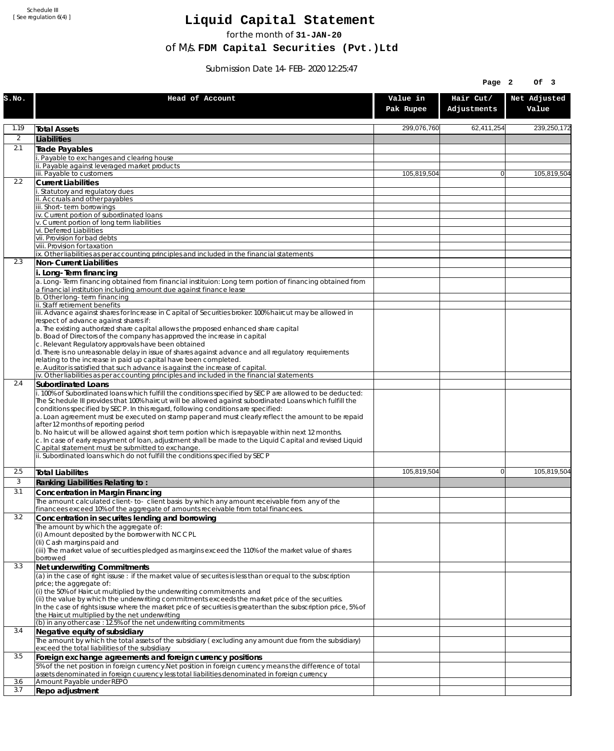Schedule III
[ See regulation 6(4) ]

# Liquid Capital Statement

for the month of **31-JAN-20**

of M/s. **FDM Capital Securities (Pvt.)Ltd**

Submission Date 14-FEB-2020 12:25:47

| S.No. | Head of Account | Value in Pak Rupee | Hair Cut/ Adjustments | Net Adjusted Value |
|---|---|---|---|---|
| 1.19 | **Total Assets** | 299,076,760 | 62,411,254 | 239,250,172 |
| 2 | **Liabilities** | | | |
| 2.1 | **Trade Payables** | | | |
| | i. Payable to exchanges and clearing house | | | |
| | ii. Payable against leveraged market products | | | |
| | iii. Payable to customers | 105,819,504 | 0 | 105,819,504 |
| 2.2 | **Current Liabilities** | | | |
| | i. Statutory and regulatory dues | | | |
| | ii. Accruals and other payables | | | |
| | iii. Short-term borrowings | | | |
| | iv. Current portion of subordinated loans | | | |
| | v. Current portion of long term liabilities | | | |
| | vi. Deferred Liabilities | | | |
| | vii. Provision for bad debts | | | |
| | viii. Provision for taxation | | | |
| | ix. Other liabilities as per accounting principles and included in the financial statements | | | |
| 2.3 | **Non-Current Liabilities** | | | |
| | **i. Long-Term financing** | | | |
| | a. Long-Term financing obtained from financial instituion: Long term portion of financing obtained from a financial institution including amount due against finance lease | | | |
| | b. Other long-term financing | | | |
| | ii. Staff retirement benefits | | | |
| | iii. Advance against shares for Increase in Capital of Securities broker: 100% haircut may be allowed in respect of advance against shares if:<br>a. The existing authorized share capital allows the proposed enhanced share capital<br>b. Boad of Directors of the company has approved the increase in capital<br>c. Relevant Regulatory approvals have been obtained<br>d. There is no unreasonable delay in issue of shares against advance and all regulatory requirements relating to the increase in paid up capital have been completed.<br>e. Auditor is satisfied that such advance is against the increase of capital. | | | |
| | iv. Other liabilities as per accounting principles and included in the financial statements | | | |
| 2.4 | **Subordinated Loans** | | | |
| | i. 100% of Subordinated loans which fulfill the conditions specified by SECP are allowed to be deducted:<br>The Schedule III provides that 100% haircut will be allowed against subordinated Loans which fulfill the conditions specified by SECP. In this regard, following conditions are specified:<br>a. Loan agreement must be executed on stamp paper and must clearly reflect the amount to be repaid after 12 months of reporting period<br>b. No haircut will be allowed against short term portion which is repayable within next 12 months.<br>c. In case of early repayment of loan, adjustment shall be made to the Liquid Capital and revised Liquid Capital statement must be submitted to exchange. | | | |
| | ii. Subordinated loans which do not fulfill the conditions specified by SECP | | | |
| 2.5 | **Total Liabilites** | 105,819,504 | 0 | 105,819,504 |
| 3 | **Ranking Liabilities Relating to :** | | | |
| 3.1 | **Concentration in Margin Financing** | | | |
| | The amount calculated client-to- client basis by which any amount receivable from any of the financees exceed 10% of the aggregate of amounts receivable from total financees. | | | |
| 3.2 | **Concentration in securites lending and borrowing** | | | |
| | The amount by which the aggregate of:<br>(i) Amount deposited by the borrower with NCCPL<br>(Ii) Cash margins paid and<br>(iii) The market value of securities pledged as margins exceed the 110% of the market value of shares borrowed | | | |
| 3.3 | **Net underwriting Commitments** | | | |
| | (a) in the case of right issuse : if the market value of securites is less than or equal to the subscription price; the aggregate of:<br>(i) the 50% of Haircut multiplied by the underwriting commitments and<br>(ii) the value by which the underwriting commitments exceeds the market price of the securities.<br>In the case of rights issuse where the market price of securities is greater than the subscription price, 5% of the Haircut multiplied by the net underwriting | | | |
| | (b) in any other case : 12.5% of the net underwriting commitments | | | |
| 3.4 | **Negative equity of subsidiary** | | | |
| | The amount by which the total assets of the subsidiary ( excluding any amount due from the subsidiary) exceed the total liabilities of the subsidiary | | | |
| 3.5 | **Foreign exchange agreements and foreign currency positions** | | | |
| | 5% of the net position in foreign currency.Net position in foreign currency means the difference of total assets denominated in foreign cuurency less total liabilities denominated in foreign currency | | | |
| 3.6 | Amount Payable under REPO | | | |
| 3.7 | **Repo adjustment** | | | |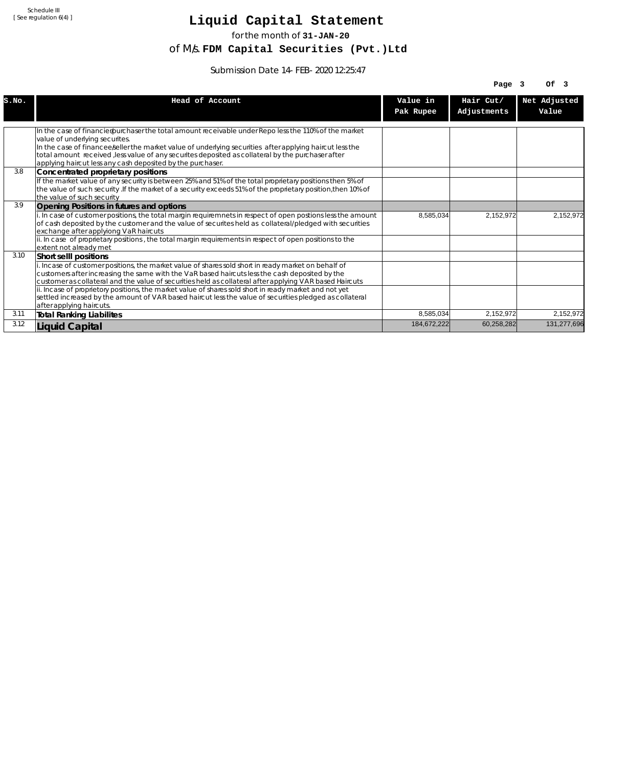Schedule III
[ See regulation 6(4) ]

# Liquid Capital Statement

for the month of **31-JAN-20**

of M/s. **FDM Capital Securities (Pvt.)Ltd**

Submission Date 14-FEB-2020 12:25:47

| S.No. | Head of Account | Value in Pak Rupee | Hair Cut/ Adjustments | Net Adjusted Value |
|---|---|---|---|---|
| | In the case of financier/purchaser the total amount receivable under Repo less the 110% of the market value of underlying securites.<br>In the case of financee/seller the market value of underlying securities after applying haircut less the total amount received ,less value of any securites deposited as collateral by the purchaser after applying haircut less any cash deposited by the purchaser. | | | |
| 3.8 | **Concentrated proprietary positions** | | | |
| | If the market value of any security is between 25% and 51% of the total proprietary positions then 5% of the value of such security .If the market of a security exceeds 51% of the proprietary position,then 10% of the value of such security | | | |
| 3.9 | **Opening Positions in futures and options** | | | |
| | i. In case of customer positions, the total margin requiremnets in respect of open postions less the amount of cash deposited by the customer and the value of securites held as collateral/pledged with securities exchange after applyiong VaR haircuts | 8,585,034 | 2,152,972 | 2,152,972 |
| | ii. In case of proprietary positions , the total margin requirements in respect of open positions to the extent not already met | | | |
| 3.10 | **Short selll positions** | | | |
| | i. Incase of customer positions, the market value of shares sold short in ready market on behalf of customers after increasing the same with the VaR based haircuts less the cash deposited by the customer as collateral and the value of securities held as collateral after applying VAR based Haircuts | | | |
| | ii. Incase of proprietory positions, the market value of shares sold short in ready market and not yet settled increased by the amount of VAR based haircut less the value of securities pledged as collateral after applying haircuts. | | | |
| 3.11 | **Total Ranking Liabilites** | 8,585,034 | 2,152,972 | 2,152,972 |
| 3.12 | **Liquid Capital** | 184,672,222 | 60,258,282 | 131,277,696 |